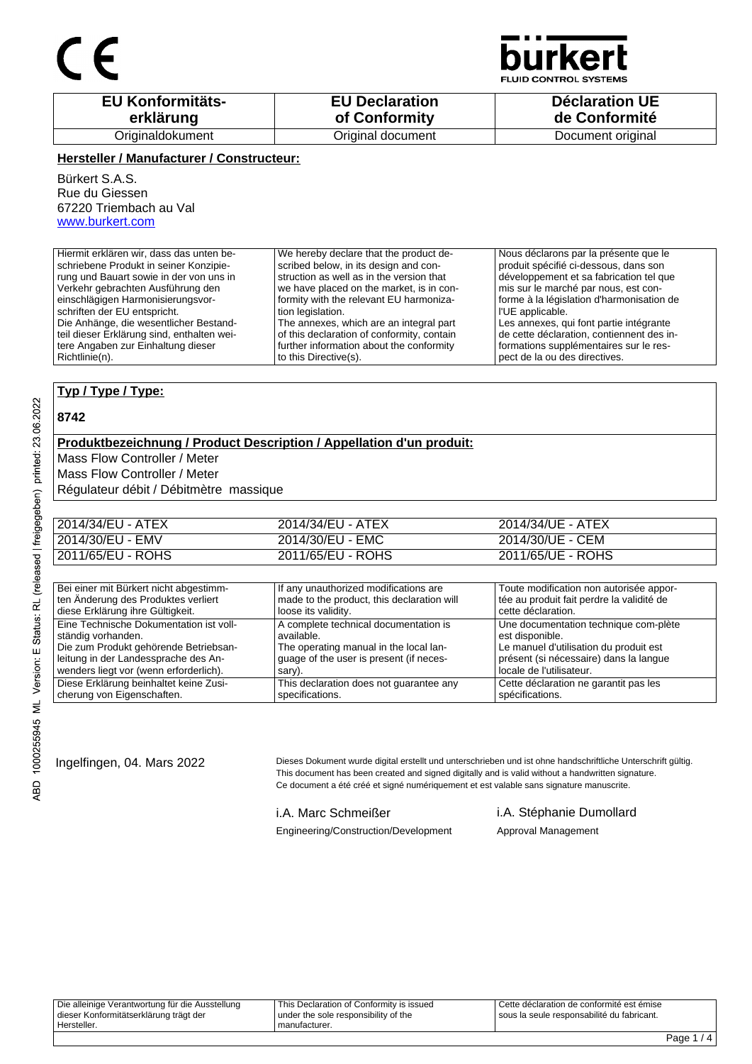CE

**bürkert**
FLUID CONTROL SYSTEMS

| EU Konformitäts-erklärung | EU Declaration of Conformity | Déclaration UE de Conformité |
|---|---|---|
| Originaldokument | Original document | Document original |

**Hersteller / Manufacturer / Constructeur:**

Bürkert S.A.S.
Rue du Giessen
67220 Triembach au Val
www.burkert.com

| Hiermit erklären wir, dass das unten beschriebene Produkt in seiner Konzipierung und Bauart sowie in der von uns in Verkehr gebrachten Ausführung den einschlägigen Harmonisierungsvorschriften der EU entspricht. Die Anhänge, die wesentlicher Bestandteil dieser Erklärung sind, enthalten weitere Angaben zur Einhaltung dieser Richtlinie(n). | We hereby declare that the product described below, in its design and construction as well as in the version that we have placed on the market, is in conformity with the relevant EU harmonization legislation. The annexes, which are an integral part of this declaration of conformity, contain further information about the conformity to this Directive(s). | Nous déclarons par la présente que le produit spécifié ci-dessous, dans son développement et sa fabrication tel que mis sur le marché par nous, est conforme à la législation d'harmonisation de l'UE applicable. Les annexes, qui font partie intégrante de cette déclaration, contiennent des informations supplémentaires sur le respect de la ou des directives. |
|---|---|---|

**Typ / Type / Type:**

**8742**

**Produktbezeichnung / Product Description / Appellation d'un produit:**

Mass Flow Controller / Meter
Mass Flow Controller / Meter
Régulateur débit / Débitmètre massique

| 2014/34/EU - ATEX | 2014/34/EU - ATEX | 2014/34/UE - ATEX |
|---|---|---|
| 2014/30/EU - EMV | 2014/30/EU - EMC | 2014/30/UE - CEM |
| 2011/65/EU - ROHS | 2011/65/EU - ROHS | 2011/65/UE - ROHS |

| Bei einer mit Bürkert nicht abgestimmten Änderung des Produktes verliert diese Erklärung ihre Gültigkeit. | If any unauthorized modifications are made to the product, this declaration will loose its validity. | Toute modification non autorisée apportée au produit fait perdre la validité de cette déclaration. |
|---|---|---|
| Eine Technische Dokumentation ist vollständig vorhanden. Die zum Produkt gehörende Betriebsanleitung in der Landessprache des Anwenders liegt vor (wenn erforderlich). | A complete technical documentation is available. The operating manual in the local language of the user is present (if necessary). | Une documentation technique com-plète est disponible. Le manuel d'utilisation du produit est présent (si nécessaire) dans la langue locale de l'utilisateur. |
| Diese Erklärung beinhaltet keine Zusicherung von Eigenschaften. | This declaration does not guarantee any specifications. | Cette déclaration ne garantit pas les spécifications. |

Ingelfingen, 04. Mars 2022

Dieses Dokument wurde digital erstellt und unterschrieben und ist ohne handschriftliche Unterschrift gültig.
This document has been created and signed digitally and is valid without a handwritten signature.
Ce document a été créé et signé numériquement et est valable sans signature manuscrite.

i.A. Marc Schmeißer
Engineering/Construction/Development

i.A. Stéphanie Dumollard
Approval Management

| Die alleinige Verantwortung für die Ausstellung dieser Konformitätserklärung trägt der Hersteller. | This Declaration of Conformity is issued under the sole responsibility of the manufacturer. | Cette déclaration de conformité est émise sous la seule responsabilité du fabricant. |
|---|---|---|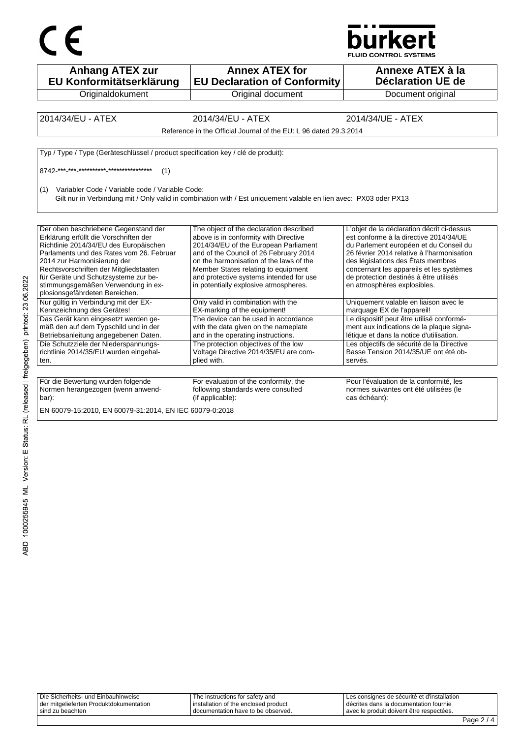| Anhang ATEX zur EU Konformitätserklärung | Annex ATEX for EU Declaration of Conformity | Annexe ATEX à la Déclaration UE de |
|---|---|---|
| Originaldokument | Original document | Document original |

| 2014/34/EU - ATEX | 2014/34/EU - ATEX | 2014/34/UE - ATEX |
|---|---|---|
| Reference in the Official Journal of the EU: L 96 dated 29.3.2014 | | |

Typ / Type / Type (Geräteschlüssel / product specification key / clé de produit):

8742-***-***-**********-**************** (1)

(1) Variabler Code / Variable code / Variable Code:
Gilt nur in Verbindung mit / Only valid in combination with / Est uniquement valable en lien avec: PX03 oder PX13

| | | |
|---|---|---|
| Der oben beschriebene Gegenstand der Erklärung erfüllt die Vorschriften der Richtlinie 2014/34/EU des Europäischen Parlaments und des Rates vom 26. Februar 2014 zur Harmonisierung der Rechtsvorschriften der Mitgliedstaaten für Geräte und Schutzsysteme zur bestimmungsgemäßen Verwendung in explosionsgefährdeten Bereichen. | The object of the declaration described above is in conformity with Directive 2014/34/EU of the European Parliament and of the Council of 26 February 2014 on the harmonisation of the laws of the Member States relating to equipment and protective systems intended for use in potentially explosive atmospheres. | L'objet de la déclaration décrit ci-dessus est conforme à la directive 2014/34/UE du Parlement européen et du Conseil du 26 février 2014 relative à l'harmonisation des législations des États membres concernant les appareils et les systèmes de protection destinés à être utilisés en atmosphères explosibles. |
| Nur gültig in Verbindung mit der EX-Kennzeichnung des Gerätes! | Only valid in combination with the EX-marking of the equipment! | Uniquement valable en liaison avec le marquage EX de l'appareil! |
| Das Gerät kann eingesetzt werden gemäß den auf dem Typschild und in der Betriebsanleitung angegebenen Daten. | The device can be used in accordance with the data given on the nameplate and in the operating instructions. | Le dispositif peut être utilisé conformément aux indications de la plaque signalétique et dans la notice d'utilisation. |
| Die Schutzziele der Niederspannungsrichtlinie 2014/35/EU wurden eingehalten. | The protection objectives of the low Voltage Directive 2014/35/EU are complied with. | Les objectifs de sécurité de la Directive Basse Tension 2014/35/UE ont été observés. |

| | | |
|---|---|---|
| Für die Bewertung wurden folgende Normen herangezogen (wenn anwendbar): | For evaluation of the conformity, the following standards were consulted (if applicable): | Pour l'évaluation de la conformité, les normes suivantes ont été utilisées (le cas échéant): |

EN 60079-15:2010, EN 60079-31:2014, EN IEC 60079-0:2018

| | | |
|---|---|---|
| Die Sicherheits- und Einbauhinweise der mitgelieferten Produktdokumentation sind zu beachten | The instructions for safety and installation of the enclosed product documentation have to be observed. | Les consignes de sécurité et d'installation décrites dans la documentation fournie avec le produit doivent être respectées. |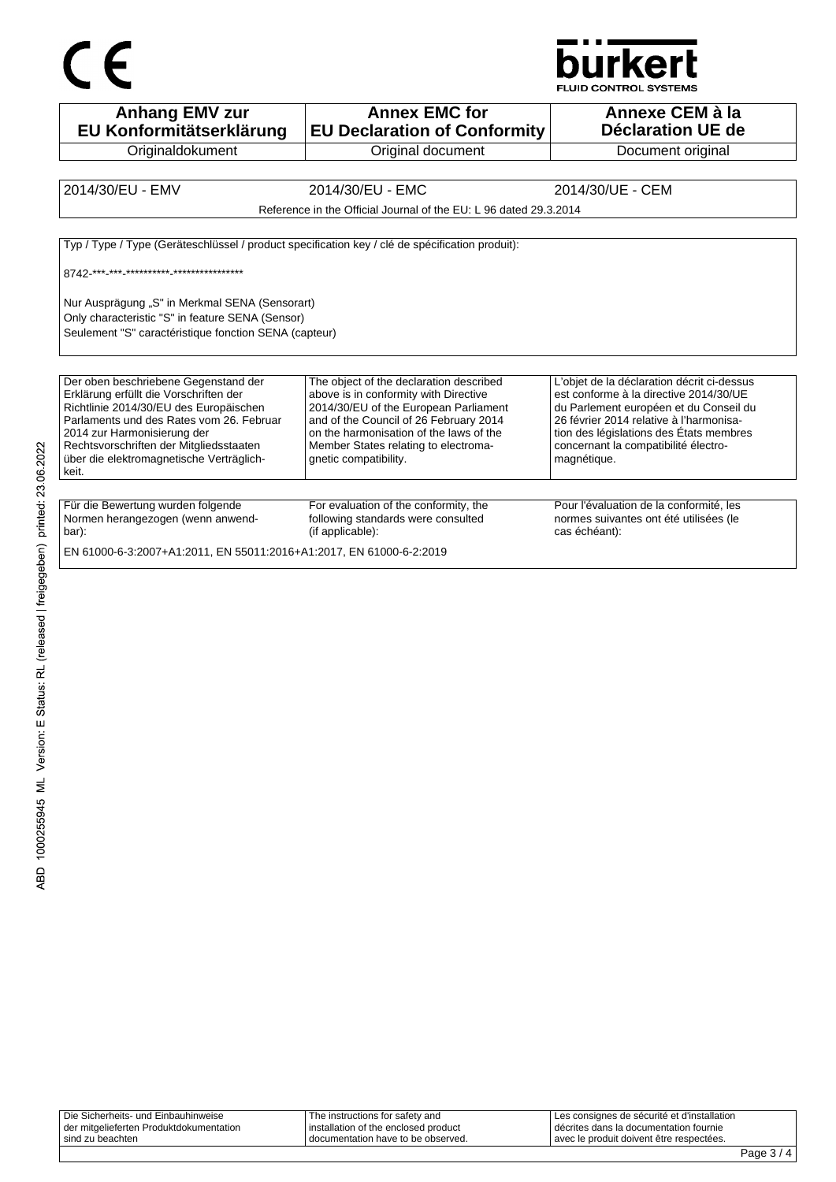CE

bürkert
FLUID CONTROL SYSTEMS

| Anhang EMV zur EU Konformitätserklärung | Annex EMC for EU Declaration of Conformity | Annexe CEM à la Déclaration UE de |
|---|---|---|
| Originaldokument | Original document | Document original |

| 2014/30/EU - EMV | 2014/30/EU - EMC | 2014/30/UE - CEM |
|---|---|---|
| | Reference in the Official Journal of the EU: L 96 dated 29.3.2014 | |

Typ / Type / Type (Geräteschlüssel / product specification key / clé de spécification produit):

8742-***-***-**********-****************

Nur Ausprägung „S" in Merkmal SENA (Sensorart)
Only characteristic "S" in feature SENA (Sensor)
Seulement "S" caractéristique fonction SENA (capteur)

| Der oben beschriebene Gegenstand der Erklärung erfüllt die Vorschriften der Richtlinie 2014/30/EU des Europäischen Parlaments und des Rates vom 26. Februar 2014 zur Harmonisierung der Rechtsvorschriften der Mitgliedsstaaten über die elektromagnetische Verträglichkeit. | The object of the declaration described above is in conformity with Directive 2014/30/EU of the European Parliament and of the Council of 26 February 2014 on the harmonisation of the laws of the Member States relating to electromagnetic compatibility. | L'objet de la déclaration décrit ci-dessus est conforme à la directive 2014/30/UE du Parlement européen et du Conseil du 26 février 2014 relative à l'harmonisation des législations des États membres concernant la compatibilité électromagnétique. |
|---|---|---|

| Für die Bewertung wurden folgende Normen herangezogen (wenn anwendbar): | For evaluation of the conformity, the following standards were consulted (if applicable): | Pour l'évaluation de la conformité, les normes suivantes ont été utilisées (le cas échéant): |
|---|---|---|

EN 61000-6-3:2007+A1:2011, EN 55011:2016+A1:2017, EN 61000-6-2:2019

ABD 1000255945 ML Version: E Status: RL (released | freigegeben) printed: 23.06.2022

| Die Sicherheits- und Einbauhinweise der mitgelieferten Produktdokumentation sind zu beachten | The instructions for safety and installation of the enclosed product documentation have to be observed. | Les consignes de sécurité et d'installation décrites dans la documentation fournie avec le produit doivent être respectées. |
|---|---|---|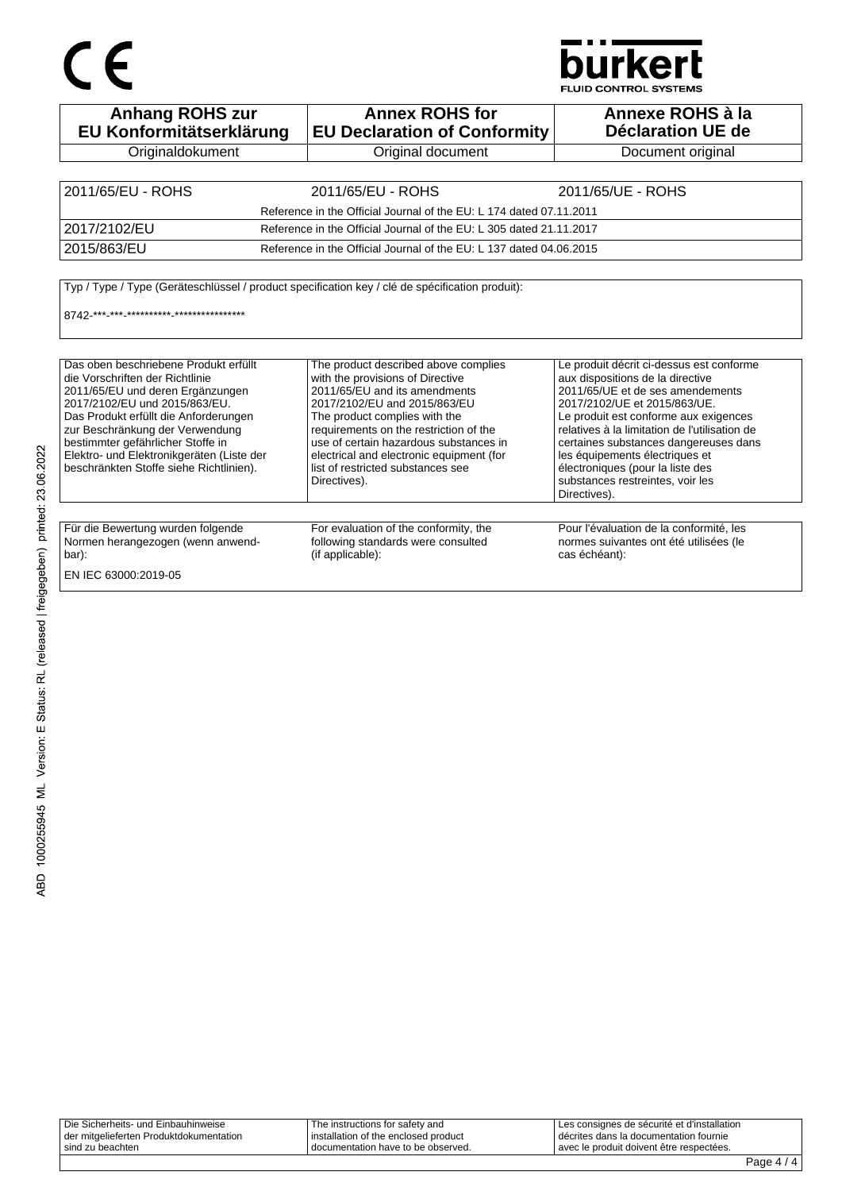CE

bürkert
FLUID CONTROL SYSTEMS

| Anhang ROHS zur EU Konformitätserklärung | Annex ROHS for EU Declaration of Conformity | Annexe ROHS à la Déclaration UE de |
| --- | --- | --- |
| Originaldokument | Original document | Document original |

| | | |
| --- | --- | --- |
| 2011/65/EU - ROHS | 2011/65/EU - ROHS | 2011/65/UE - ROHS |
| | Reference in the Official Journal of the EU: L 174 dated 07.11.2011 | |
| 2017/2102/EU | Reference in the Official Journal of the EU: L 305 dated 21.11.2017 | |
| 2015/863/EU | Reference in the Official Journal of the EU: L 137 dated 04.06.2015 | |

Typ / Type / Type (Geräteschlüssel / product specification key / clé de spécification produit):

8742-\*\*\*-\*\*\*-\*\*\*\*\*\*\*\*\*\*-\*\*\*\*\*\*\*\*\*\*\*\*\*\*\*\*

| | | |
| --- | --- | --- |
| Das oben beschriebene Produkt erfüllt die Vorschriften der Richtlinie 2011/65/EU und deren Ergänzungen 2017/2102/EU und 2015/863/EU. Das Produkt erfüllt die Anforderungen zur Beschränkung der Verwendung bestimmter gefährlicher Stoffe in Elektro- und Elektronikgeräten (Liste der beschränkten Stoffe siehe Richtlinien). | The product described above complies with the provisions of Directive 2011/65/EU and its amendments 2017/2102/EU and 2015/863/EU The product complies with the requirements on the restriction of the use of certain hazardous substances in electrical and electronic equipment (for list of restricted substances see Directives). | Le produit décrit ci-dessus est conforme aux dispositions de la directive 2011/65/UE et de ses amendements 2017/2102/UE et 2015/863/UE. Le produit est conforme aux exigences relatives à la limitation de l'utilisation de certaines substances dangereuses dans les équipements électriques et électroniques (pour la liste des substances restreintes, voir les Directives). |

| | | |
| --- | --- | --- |
| Für die Bewertung wurden folgende Normen herangezogen (wenn anwendbar): | For evaluation of the conformity, the following standards were consulted (if applicable): | Pour l'évaluation de la conformité, les normes suivantes ont été utilisées (le cas échéant): |
| EN IEC 63000:2019-05 | | |

ABD 1000255945 ML Version: E Status: RL (released | freigegeben) printed: 23.06.2022

| | | |
| --- | --- | --- |
| Die Sicherheits- und Einbauhinweise der mitgelieferten Produktdokumentation sind zu beachten | The instructions for safety and installation of the enclosed product documentation have to be observed. | Les consignes de sécurité et d'installation décrites dans la documentation fournie avec le produit doivent être respectées. |